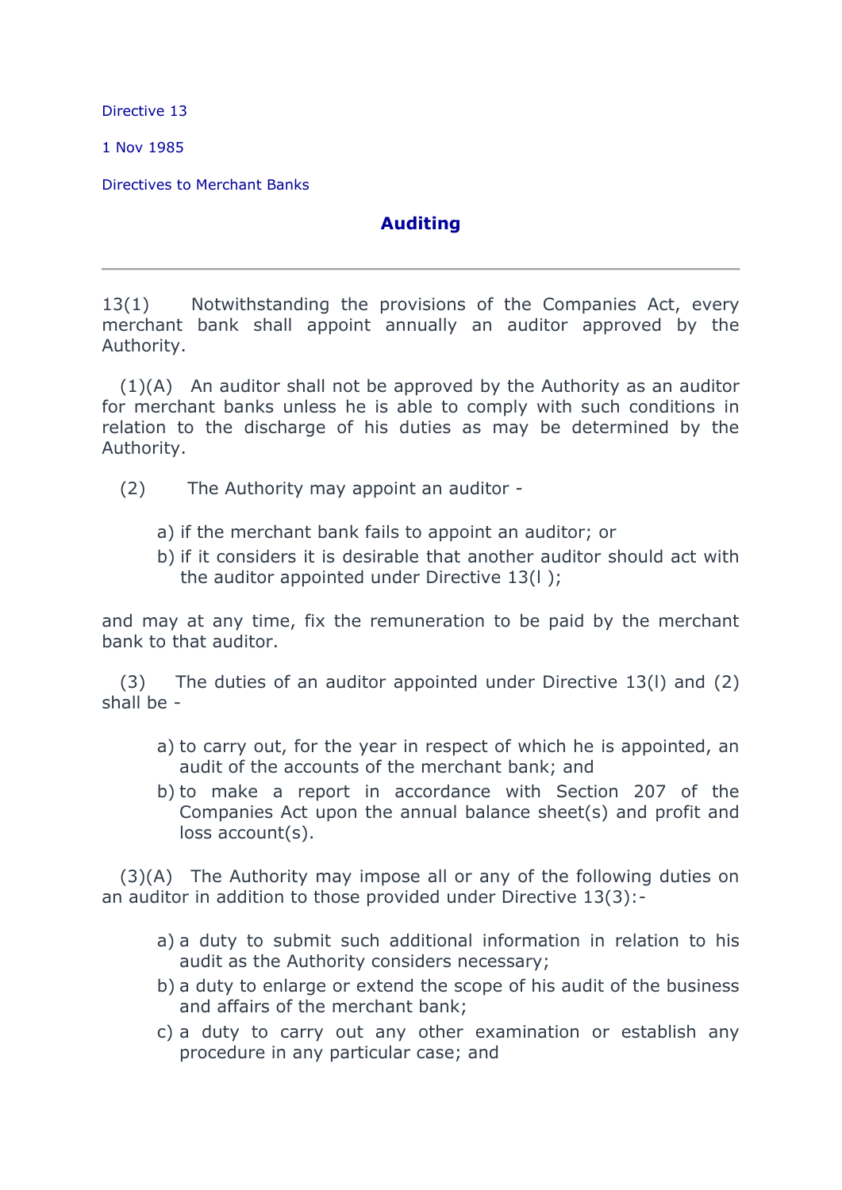Directive 13

1 Nov 1985

Directives to Merchant Banks

## Auditing

---

13(1) Notwithstanding the provisions of the Companies Act, every merchant bank shall appoint annually an auditor approved by the Authority.

(1)(A) An auditor shall not be approved by the Authority as an auditor for merchant banks unless he is able to comply with such conditions in relation to the discharge of his duties as may be determined by the Authority.

(2) The Authority may appoint an auditor -

a) if the merchant bank fails to appoint an auditor; or
b) if it considers it is desirable that another auditor should act with the auditor appointed under Directive 13(l );

and may at any time, fix the remuneration to be paid by the merchant bank to that auditor.

(3) The duties of an auditor appointed under Directive 13(l) and (2) shall be -

a) to carry out, for the year in respect of which he is appointed, an audit of the accounts of the merchant bank; and
b) to make a report in accordance with Section 207 of the Companies Act upon the annual balance sheet(s) and profit and loss account(s).

(3)(A) The Authority may impose all or any of the following duties on an auditor in addition to those provided under Directive 13(3):-

a) a duty to submit such additional information in relation to his audit as the Authority considers necessary;
b) a duty to enlarge or extend the scope of his audit of the business and affairs of the merchant bank;
c) a duty to carry out any other examination or establish any procedure in any particular case; and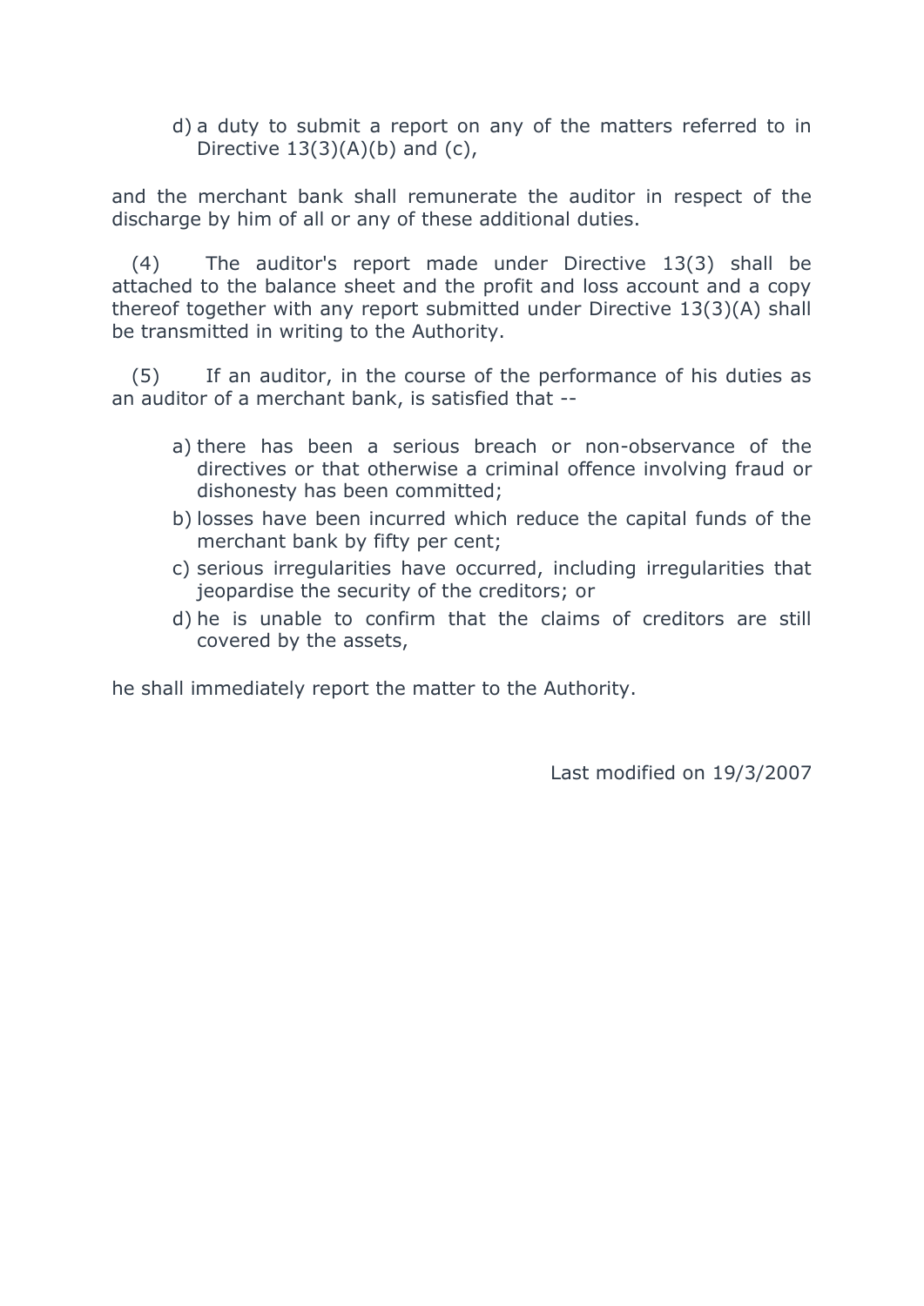d) a duty to submit a report on any of the matters referred to in Directive 13(3)(A)(b) and (c),

and the merchant bank shall remunerate the auditor in respect of the discharge by him of all or any of these additional duties.

(4) The auditor's report made under Directive 13(3) shall be attached to the balance sheet and the profit and loss account and a copy thereof together with any report submitted under Directive 13(3)(A) shall be transmitted in writing to the Authority.

(5) If an auditor, in the course of the performance of his duties as an auditor of a merchant bank, is satisfied that --

a) there has been a serious breach or non-observance of the directives or that otherwise a criminal offence involving fraud or dishonesty has been committed;
b) losses have been incurred which reduce the capital funds of the merchant bank by fifty per cent;
c) serious irregularities have occurred, including irregularities that jeopardise the security of the creditors; or
d) he is unable to confirm that the claims of creditors are still covered by the assets,

he shall immediately report the matter to the Authority.

Last modified on 19/3/2007